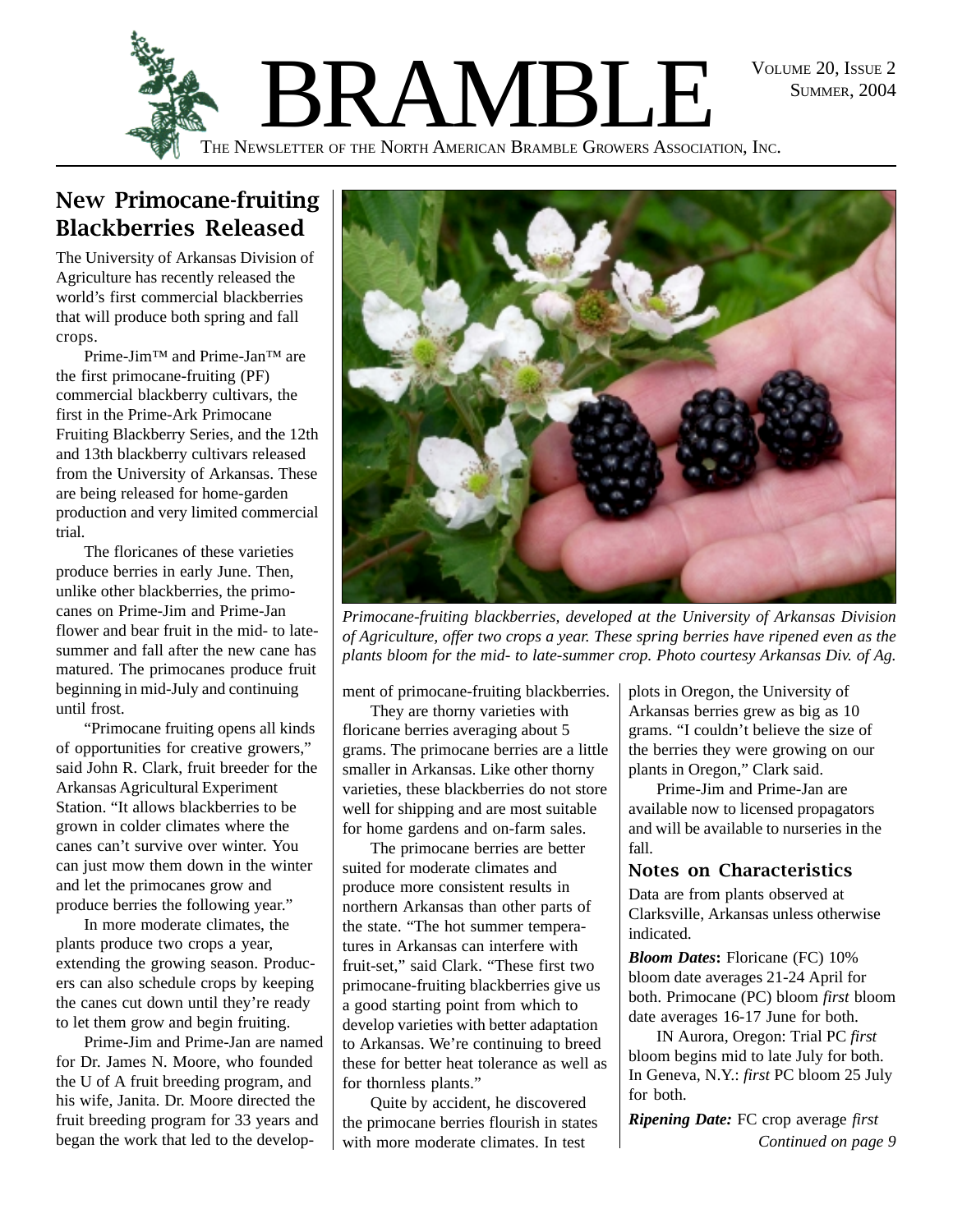# BRAMBLE

The Newsletter of the North American Bramble Growers Association, Inc.

Volume 20, Issue 2
Summer, 2004

## New Primocane-fruiting Blackberries Released

The University of Arkansas Division of Agriculture has recently released the world's first commercial blackberries that will produce both spring and fall crops.

Prime-Jim™ and Prime-Jan™ are the first primocane-fruiting (PF) commercial blackberry cultivars, the first in the Prime-Ark Primocane Fruiting Blackberry Series, and the 12th and 13th blackberry cultivars released from the University of Arkansas. These are being released for home-garden production and very limited commercial trial.

The floricanes of these varieties produce berries in early June. Then, unlike other blackberries, the primocanes on Prime-Jim and Prime-Jan flower and bear fruit in the mid- to late-summer and fall after the new cane has matured. The primocanes produce fruit beginning in mid-July and continuing until frost.

"Primocane fruiting opens all kinds of opportunities for creative growers," said John R. Clark, fruit breeder for the Arkansas Agricultural Experiment Station. "It allows blackberries to be grown in colder climates where the canes can't survive over winter. You can just mow them down in the winter and let the primocanes grow and produce berries the following year."

In more moderate climates, the plants produce two crops a year, extending the growing season. Producers can also schedule crops by keeping the canes cut down until they're ready to let them grow and begin fruiting.

Prime-Jim and Prime-Jan are named for Dr. James N. Moore, who founded the U of A fruit breeding program, and his wife, Janita. Dr. Moore directed the fruit breeding program for 33 years and began the work that led to the development of primocane-fruiting blackberries.

*Primocane-fruiting blackberries, developed at the University of Arkansas Division of Agriculture, offer two crops a year. These spring berries have ripened even as the plants bloom for the mid- to late-summer crop. Photo courtesy Arkansas Div. of Ag.*

They are thorny varieties with floricane berries averaging about 5 grams. The primocane berries are a little smaller in Arkansas. Like other thorny varieties, these blackberries do not store well for shipping and are most suitable for home gardens and on-farm sales.

The primocane berries are better suited for moderate climates and produce more consistent results in northern Arkansas than other parts of the state. "The hot summer temperatures in Arkansas can interfere with fruit-set," said Clark. "These first two primocane-fruiting blackberries give us a good starting point from which to develop varieties with better adaptation to Arkansas. We're continuing to breed these for better heat tolerance as well as for thornless plants."

Quite by accident, he discovered the primocane berries flourish in states with more moderate climates. In test plots in Oregon, the University of Arkansas berries grew as big as 10 grams. "I couldn't believe the size of the berries they were growing on our plants in Oregon," Clark said.

Prime-Jim and Prime-Jan are available now to licensed propagators and will be available to nurseries in the fall.

### Notes on Characteristics

Data are from plants observed at Clarksville, Arkansas unless otherwise indicated.

***Bloom Dates*:** Floricane (FC) 10% bloom date averages 21-24 April for both. Primocane (PC) bloom *first* bloom date averages 16-17 June for both.

IN Aurora, Oregon: Trial PC *first* bloom begins mid to late July for both. In Geneva, N.Y.: *first* PC bloom 25 July for both.

***Ripening Date:*** FC crop average *first*

*Continued on page 9*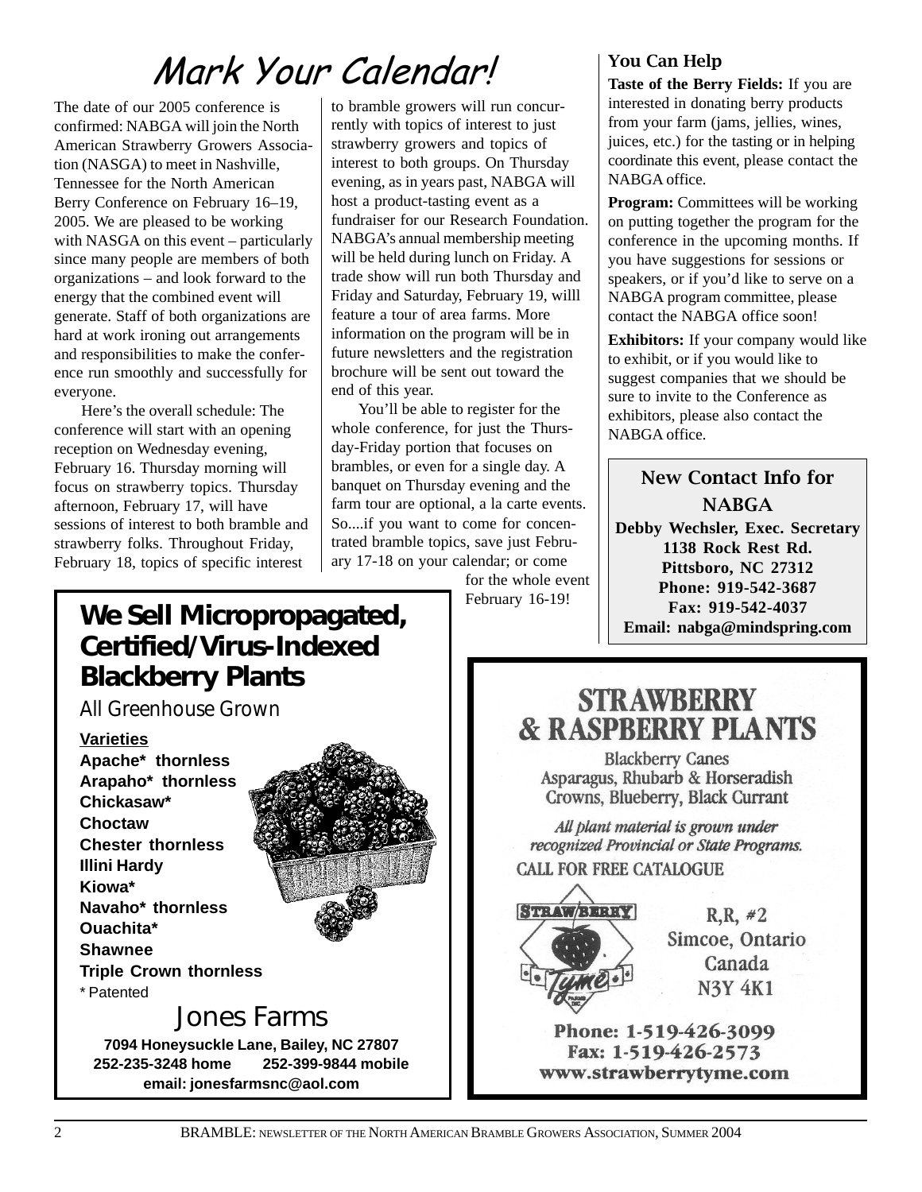# Mark Your Calendar!

The date of our 2005 conference is confirmed: NABGA will join the North American Strawberry Growers Association (NASGA) to meet in Nashville, Tennessee for the North American Berry Conference on February 16–19, 2005. We are pleased to be working with NASGA on this event – particularly since many people are members of both organizations – and look forward to the energy that the combined event will generate. Staff of both organizations are hard at work ironing out arrangements and responsibilities to make the conference run smoothly and successfully for everyone.

Here's the overall schedule: The conference will start with an opening reception on Wednesday evening, February 16. Thursday morning will focus on strawberry topics. Thursday afternoon, February 17, will have sessions of interest to both bramble and strawberry folks. Throughout Friday, February 18, topics of specific interest to bramble growers will run concurrently with topics of interest to just strawberry growers and topics of interest to both groups. On Thursday evening, as in years past, NABGA will host a product-tasting event as a fundraiser for our Research Foundation. NABGA's annual membership meeting will be held during lunch on Friday. A trade show will run both Thursday and Friday and Saturday, February 19, willl feature a tour of area farms. More information on the program will be in future newsletters and the registration brochure will be sent out toward the end of this year.

You'll be able to register for the whole conference, for just the Thursday-Friday portion that focuses on brambles, or even for a single day. A banquet on Thursday evening and the farm tour are optional, a la carte events. So....if you want to come for concentrated bramble topics, save just February 17-18 on your calendar; or come for the whole event February 16-19!

## You Can Help

**Taste of the Berry Fields:** If you are interested in donating berry products from your farm (jams, jellies, wines, juices, etc.) for the tasting or in helping coordinate this event, please contact the NABGA office.

**Program:** Committees will be working on putting together the program for the conference in the upcoming months. If you have suggestions for sessions or speakers, or if you'd like to serve on a NABGA program committee, please contact the NABGA office soon!

**Exhibitors:** If your company would like to exhibit, or if you would like to suggest companies that we should be sure to invite to the Conference as exhibitors, please also contact the NABGA office.

## New Contact Info for NABGA

**Debby Wechsler, Exec. Secretary**
**1138 Rock Rest Rd.**
**Pittsboro, NC 27312**
**Phone: 919-542-3687**
**Fax: 919-542-4037**
**Email: nabga@mindspring.com**

---

**We Sell Micropropagated, Certified/Virus-Indexed Blackberry Plants**

All Greenhouse Grown

**Varieties**
**Apache* thornless**
**Arapaho* thornless**
**Chickasaw***
**Choctaw**
**Chester thornless**
**Illini Hardy**
**Kiowa***
**Navaho* thornless**
**Ouachita***
**Shawnee**
**Triple Crown thornless**
* Patented

Jones Farms

**7094 Honeysuckle Lane, Bailey, NC 27807**
**252-235-3248 home 252-399-9844 mobile**
**email: jonesfarmsnc@aol.com**

---

**STRAWBERRY & RASPBERRY PLANTS**

Blackberry Canes
Asparagus, Rhubarb & Horseradish
Crowns, Blueberry, Black Currant

*All plant material is grown under recognized Provincial or State Programs.*

CALL FOR FREE CATALOGUE

Strawberry Tyme Farms Inc.

R,R, #2
Simcoe, Ontario
Canada
N3Y 4K1

**Phone: 1-519-426-3099**
**Fax: 1-519-426-2573**
**www.strawberrytyme.com**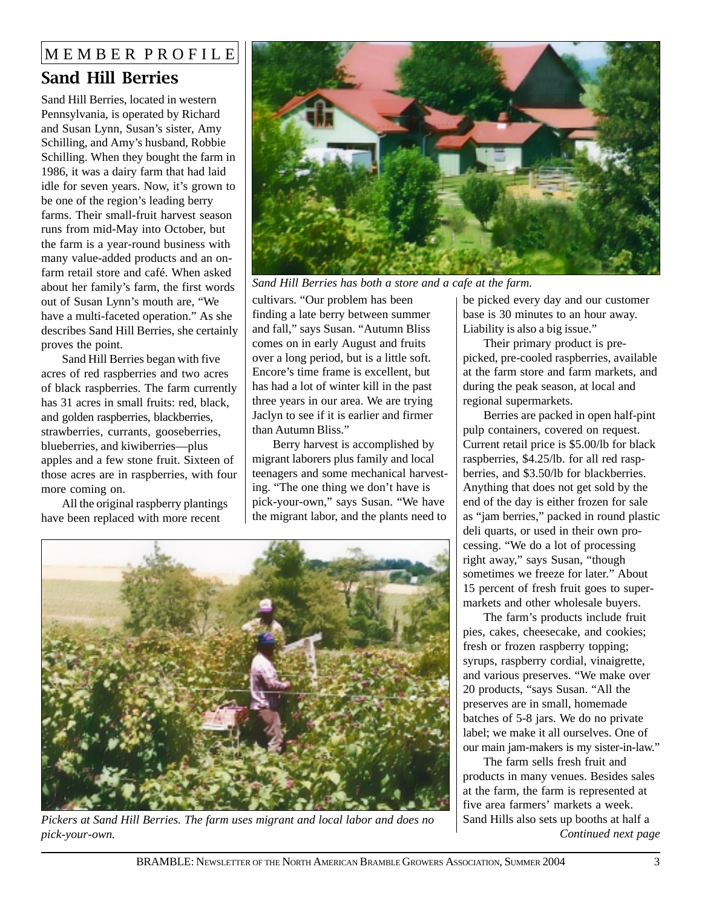MEMBER PROFILE

# Sand Hill Berries

Sand Hill Berries, located in western Pennsylvania, is operated by Richard and Susan Lynn, Susan's sister, Amy Schilling, and Amy's husband, Robbie Schilling. When they bought the farm in 1986, it was a dairy farm that had laid idle for seven years. Now, it's grown to be one of the region's leading berry farms. Their small-fruit harvest season runs from mid-May into October, but the farm is a year-round business with many value-added products and an on-farm retail store and café. When asked about her family's farm, the first words out of Susan Lynn's mouth are, "We have a multi-faceted operation." As she describes Sand Hill Berries, she certainly proves the point.

Sand Hill Berries began with five acres of red raspberries and two acres of black raspberries. The farm currently has 31 acres in small fruits: red, black, and golden raspberries, blackberries, strawberries, currants, gooseberries, blueberries, and kiwiberries—plus apples and a few stone fruit. Sixteen of those acres are in raspberries, with four more coming on.

All the original raspberry plantings have been replaced with more recent cultivars. "Our problem has been finding a late berry between summer and fall," says Susan. "Autumn Bliss comes on in early August and fruits over a long period, but is a little soft. Encore's time frame is excellent, but has had a lot of winter kill in the past three years in our area. We are trying Jaclyn to see if it is earlier and firmer than Autumn Bliss."

*Sand Hill Berries has both a store and a cafe at the farm.*

Berry harvest is accomplished by migrant laborers plus family and local teenagers and some mechanical harvesting. "The one thing we don't have is pick-your-own," says Susan. "We have the migrant labor, and the plants need to be picked every day and our customer base is 30 minutes to an hour away. Liability is also a big issue."

Their primary product is pre-picked, pre-cooled raspberries, available at the farm store and farm markets, and during the peak season, at local and regional supermarkets.

Berries are packed in open half-pint pulp containers, covered on request. Current retail price is $5.00/lb for black raspberries, $4.25/lb. for all red raspberries, and $3.50/lb for blackberries. Anything that does not get sold by the end of the day is either frozen for sale as "jam berries," packed in round plastic deli quarts, or used in their own processing. "We do a lot of processing right away," says Susan, "though sometimes we freeze for later." About 15 percent of fresh fruit goes to supermarkets and other wholesale buyers.

The farm's products include fruit pies, cakes, cheesecake, and cookies; fresh or frozen raspberry topping; syrups, raspberry cordial, vinaigrette, and various preserves. "We make over 20 products, "says Susan. "All the preserves are in small, homemade batches of 5-8 jars. We do no private label; we make it all ourselves. One of our main jam-makers is my sister-in-law."

The farm sells fresh fruit and products in many venues. Besides sales at the farm, the farm is represented at five area farmers' markets a week. Sand Hills also sets up booths at half a

*Pickers at Sand Hill Berries. The farm uses migrant and local labor and does no pick-your-own.*

*Continued next page*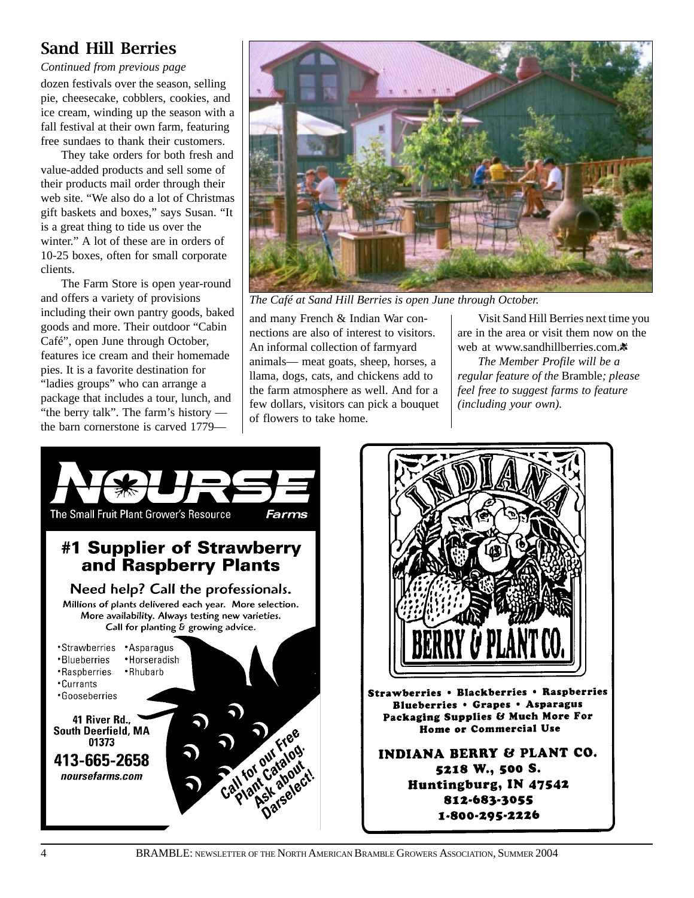## Sand Hill Berries

*Continued from previous page*

dozen festivals over the season, selling pie, cheesecake, cobblers, cookies, and ice cream, winding up the season with a fall festival at their own farm, featuring free sundaes to thank their customers.

They take orders for both fresh and value-added products and sell some of their products mail order through their web site. “We also do a lot of Christmas gift baskets and boxes,” says Susan. “It is a great thing to tide us over the winter.” A lot of these are in orders of 10-25 boxes, often for small corporate clients.

The Farm Store is open year-round and offers a variety of provisions including their own pantry goods, baked goods and more. Their outdoor “Cabin Café”, open June through October, features ice cream and their homemade pies. It is a favorite destination for “ladies groups” who can arrange a package that includes a tour, lunch, and “the berry talk”. The farm’s history — the barn cornerstone is carved 1779— and many French & Indian War connections are also of interest to visitors. An informal collection of farmyard animals— meat goats, sheep, horses, a llama, dogs, cats, and chickens add to the farm atmosphere as well. And for a few dollars, visitors can pick a bouquet of flowers to take home.

*The Café at Sand Hill Berries is open June through October.*

Visit Sand Hill Berries next time you are in the area or visit them now on the web at www.sandhillberries.com.

*The Member Profile will be a regular feature of the* Bramble*; please feel free to suggest farms to feature (including your own).*

---

**NOURSE Farms**
The Small Fruit Plant Grower's Resource

**#1 Supplier of Strawberry and Raspberry Plants**

Need help? Call the professionals.
Millions of plants delivered each year. More selection. More availability. Always testing new varieties. Call for planting & growing advice.

- Strawberries
- Blueberries
- Raspberries
- Currants
- Gooseberries
- Asparagus
- Horseradish
- Rhubarb

41 River Rd., South Deerfield, MA 01373
413-665-2658
noursefarms.com

Call for our Free Plant Catalog. Ask about Darselect!

---

**INDIANA BERRY & PLANT CO.**

Strawberries • Blackberries • Raspberries
Blueberries • Grapes • Asparagus
Packaging Supplies & Much More For Home or Commercial Use

**INDIANA BERRY & PLANT CO.**
5218 W., 500 S.
Huntingburg, IN 47542
812-683-3055
1-800-295-2226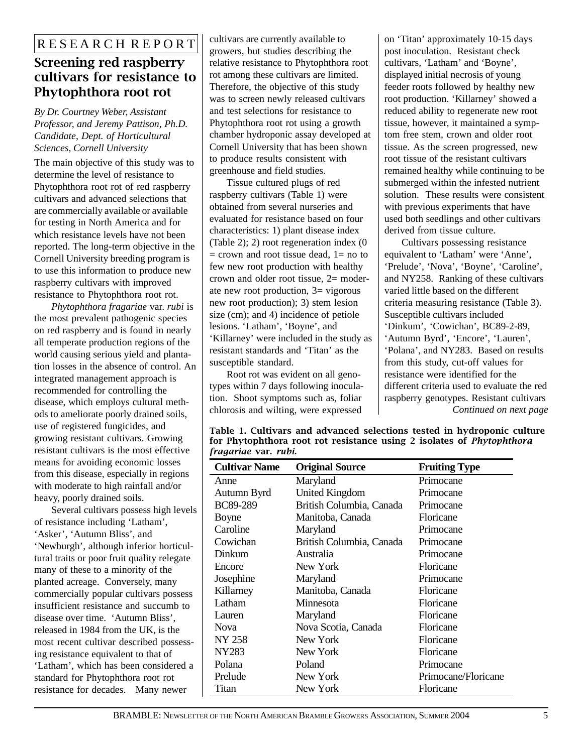RESEARCH REPORT

# Screening red raspberry cultivars for resistance to Phytophthora root rot

*By Dr. Courtney Weber, Assistant Professor, and Jeremy Pattison, Ph.D. Candidate, Dept. of Horticultural Sciences, Cornell University*

The main objective of this study was to determine the level of resistance to Phytophthora root rot of red raspberry cultivars and advanced selections that are commercially available or available for testing in North America and for which resistance levels have not been reported. The long-term objective in the Cornell University breeding program is to use this information to produce new raspberry cultivars with improved resistance to Phytophthora root rot.

*Phytophthora fragariae* var. *rubi* is the most prevalent pathogenic species on red raspberry and is found in nearly all temperate production regions of the world causing serious yield and plantation losses in the absence of control. An integrated management approach is recommended for controlling the disease, which employs cultural methods to ameliorate poorly drained soils, use of registered fungicides, and growing resistant cultivars. Growing resistant cultivars is the most effective means for avoiding economic losses from this disease, especially in regions with moderate to high rainfall and/or heavy, poorly drained soils.

Several cultivars possess high levels of resistance including 'Latham', 'Asker', 'Autumn Bliss', and 'Newburgh', although inferior horticultural traits or poor fruit quality relegate many of these to a minority of the planted acreage. Conversely, many commercially popular cultivars possess insufficient resistance and succumb to disease over time. 'Autumn Bliss', released in 1984 from the UK, is the most recent cultivar described possessing resistance equivalent to that of 'Latham', which has been considered a standard for Phytophthora root rot resistance for decades. Many newer cultivars are currently available to growers, but studies describing the relative resistance to Phytophthora root rot among these cultivars are limited. Therefore, the objective of this study was to screen newly released cultivars and test selections for resistance to Phytophthora root rot using a growth chamber hydroponic assay developed at Cornell University that has been shown to produce results consistent with greenhouse and field studies.

Tissue cultured plugs of red raspberry cultivars (Table 1) were obtained from several nurseries and evaluated for resistance based on four characteristics: 1) plant disease index (Table 2); 2) root regeneration index (0 = crown and root tissue dead, 1= no to few new root production with healthy crown and older root tissue, 2= moderate new root production, 3= vigorous new root production); 3) stem lesion size (cm); and 4) incidence of petiole lesions. 'Latham', 'Boyne', and 'Killarney' were included in the study as resistant standards and 'Titan' as the susceptible standard.

Root rot was evident on all genotypes within 7 days following inoculation. Shoot symptoms such as, foliar chlorosis and wilting, were expressed on 'Titan' approximately 10-15 days post inoculation. Resistant check cultivars, 'Latham' and 'Boyne', displayed initial necrosis of young feeder roots followed by healthy new root production. 'Killarney' showed a reduced ability to regenerate new root tissue, however, it maintained a symptom free stem, crown and older root tissue. As the screen progressed, new root tissue of the resistant cultivars remained healthy while continuing to be submerged within the infested nutrient solution. These results were consistent with previous experiments that have used both seedlings and other cultivars derived from tissue culture.

Cultivars possessing resistance equivalent to 'Latham' were 'Anne', 'Prelude', 'Nova', 'Boyne', 'Caroline', and NY258. Ranking of these cultivars varied little based on the different criteria measuring resistance (Table 3). Susceptible cultivars included 'Dinkum', 'Cowichan', BC89-2-89, 'Autumn Byrd', 'Encore', 'Lauren', 'Polana', and NY283. Based on results from this study, cut-off values for resistance were identified for the different criteria used to evaluate the red raspberry genotypes. Resistant cultivars

*Continued on next page*

**Table 1. Cultivars and advanced selections tested in hydroponic culture for Phytophthora root rot resistance using 2 isolates of *Phytophthora fragariae* var. *rubi.***

| Cultivar Name | Original Source | Fruiting Type |
|---|---|---|
| Anne | Maryland | Primocane |
| Autumn Byrd | United Kingdom | Primocane |
| BC89-289 | British Columbia, Canada | Primocane |
| Boyne | Manitoba, Canada | Floricane |
| Caroline | Maryland | Primocane |
| Cowichan | British Columbia, Canada | Primocane |
| Dinkum | Australia | Primocane |
| Encore | New York | Floricane |
| Josephine | Maryland | Primocane |
| Killarney | Manitoba, Canada | Floricane |
| Latham | Minnesota | Floricane |
| Lauren | Maryland | Floricane |
| Nova | Nova Scotia, Canada | Floricane |
| NY 258 | New York | Floricane |
| NY283 | New York | Floricane |
| Polana | Poland | Primocane |
| Prelude | New York | Primocane/Floricane |
| Titan | New York | Floricane |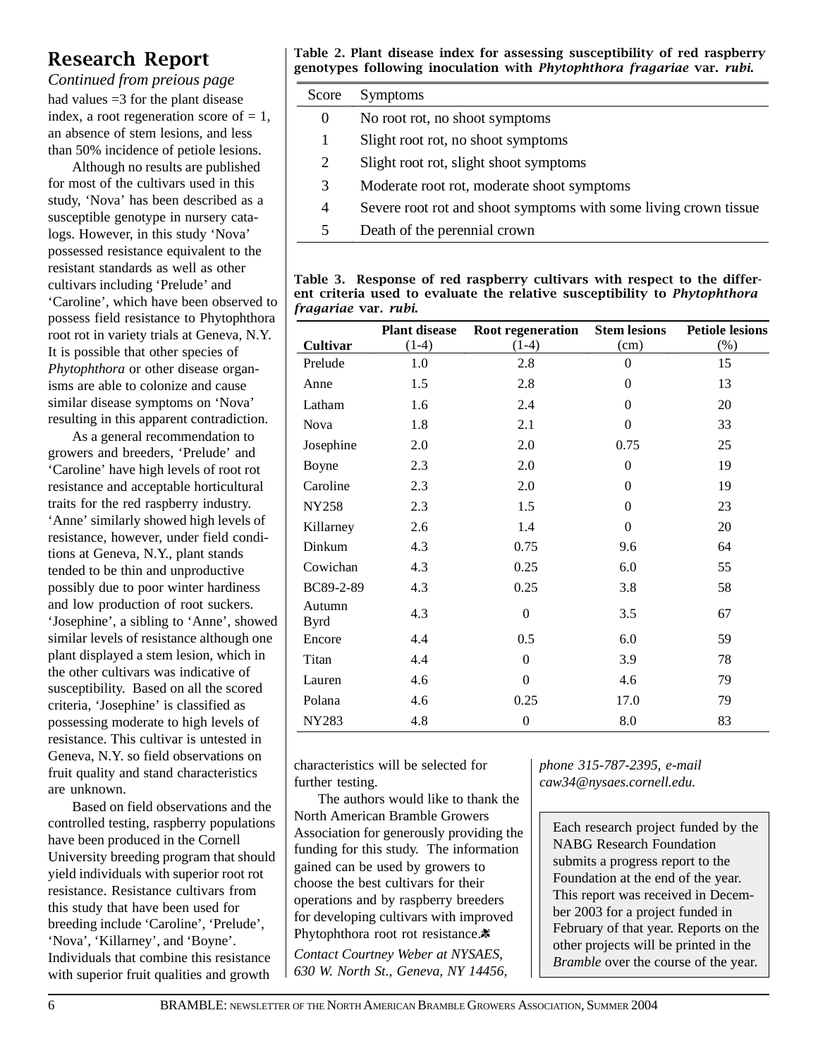## Research Report

*Continued from preious page*

had values =3 for the plant disease index, a root regeneration score of = 1, an absence of stem lesions, and less than 50% incidence of petiole lesions.

Although no results are published for most of the cultivars used in this study, 'Nova' has been described as a susceptible genotype in nursery catalogs. However, in this study 'Nova' possessed resistance equivalent to the resistant standards as well as other cultivars including 'Prelude' and 'Caroline', which have been observed to possess field resistance to Phytophthora root rot in variety trials at Geneva, N.Y. It is possible that other species of *Phytophthora* or other disease organisms are able to colonize and cause similar disease symptoms on 'Nova' resulting in this apparent contradiction.

As a general recommendation to growers and breeders, 'Prelude' and 'Caroline' have high levels of root rot resistance and acceptable horticultural traits for the red raspberry industry. 'Anne' similarly showed high levels of resistance, however, under field conditions at Geneva, N.Y., plant stands tended to be thin and unproductive possibly due to poor winter hardiness and low production of root suckers. 'Josephine', a sibling to 'Anne', showed similar levels of resistance although one plant displayed a stem lesion, which in the other cultivars was indicative of susceptibility. Based on all the scored criteria, 'Josephine' is classified as possessing moderate to high levels of resistance. This cultivar is untested in Geneva, N.Y. so field observations on fruit quality and stand characteristics are unknown.

Based on field observations and the controlled testing, raspberry populations have been produced in the Cornell University breeding program that should yield individuals with superior root rot resistance. Resistance cultivars from this study that have been used for breeding include 'Caroline', 'Prelude', 'Nova', 'Killarney', and 'Boyne'. Individuals that combine this resistance with superior fruit qualities and growth characteristics will be selected for further testing.

The authors would like to thank the North American Bramble Growers Association for generously providing the funding for this study. The information gained can be used by growers to choose the best cultivars for their operations and by raspberry breeders for developing cultivars with improved Phytophthora root rot resistance.

*Contact Courtney Weber at NYSAES, 630 W. North St., Geneva, NY 14456, phone 315-787-2395, e-mail caw34@nysaes.cornell.edu.*

**Table 2. Plant disease index for assessing susceptibility of red raspberry genotypes following inoculation with *Phytophthora fragariae* var. *rubi*.**

| Score | Symptoms |
|---|---|
| 0 | No root rot, no shoot symptoms |
| 1 | Slight root rot, no shoot symptoms |
| 2 | Slight root rot, slight shoot symptoms |
| 3 | Moderate root rot, moderate shoot symptoms |
| 4 | Severe root rot and shoot symptoms with some living crown tissue |
| 5 | Death of the perennial crown |

**Table 3. Response of red raspberry cultivars with respect to the different criteria used to evaluate the relative susceptibility to *Phytophthora fragariae* var. *rubi*.**

| Cultivar | Plant disease (1-4) | Root regeneration (1-4) | Stem lesions (cm) | Petiole lesions (%) |
|---|---|---|---|---|
| Prelude | 1.0 | 2.8 | 0 | 15 |
| Anne | 1.5 | 2.8 | 0 | 13 |
| Latham | 1.6 | 2.4 | 0 | 20 |
| Nova | 1.8 | 2.1 | 0 | 33 |
| Josephine | 2.0 | 2.0 | 0.75 | 25 |
| Boyne | 2.3 | 2.0 | 0 | 19 |
| Caroline | 2.3 | 2.0 | 0 | 19 |
| NY258 | 2.3 | 1.5 | 0 | 23 |
| Killarney | 2.6 | 1.4 | 0 | 20 |
| Dinkum | 4.3 | 0.75 | 9.6 | 64 |
| Cowichan | 4.3 | 0.25 | 6.0 | 55 |
| BC89-2-89 | 4.3 | 0.25 | 3.8 | 58 |
| Autumn Byrd | 4.3 | 0 | 3.5 | 67 |
| Encore | 4.4 | 0.5 | 6.0 | 59 |
| Titan | 4.4 | 0 | 3.9 | 78 |
| Lauren | 4.6 | 0 | 4.6 | 79 |
| Polana | 4.6 | 0.25 | 17.0 | 79 |
| NY283 | 4.8 | 0 | 8.0 | 83 |

Each research project funded by the NABG Research Foundation submits a progress report to the Foundation at the end of the year. This report was received in December 2003 for a project funded in February of that year. Reports on the other projects will be printed in the *Bramble* over the course of the year.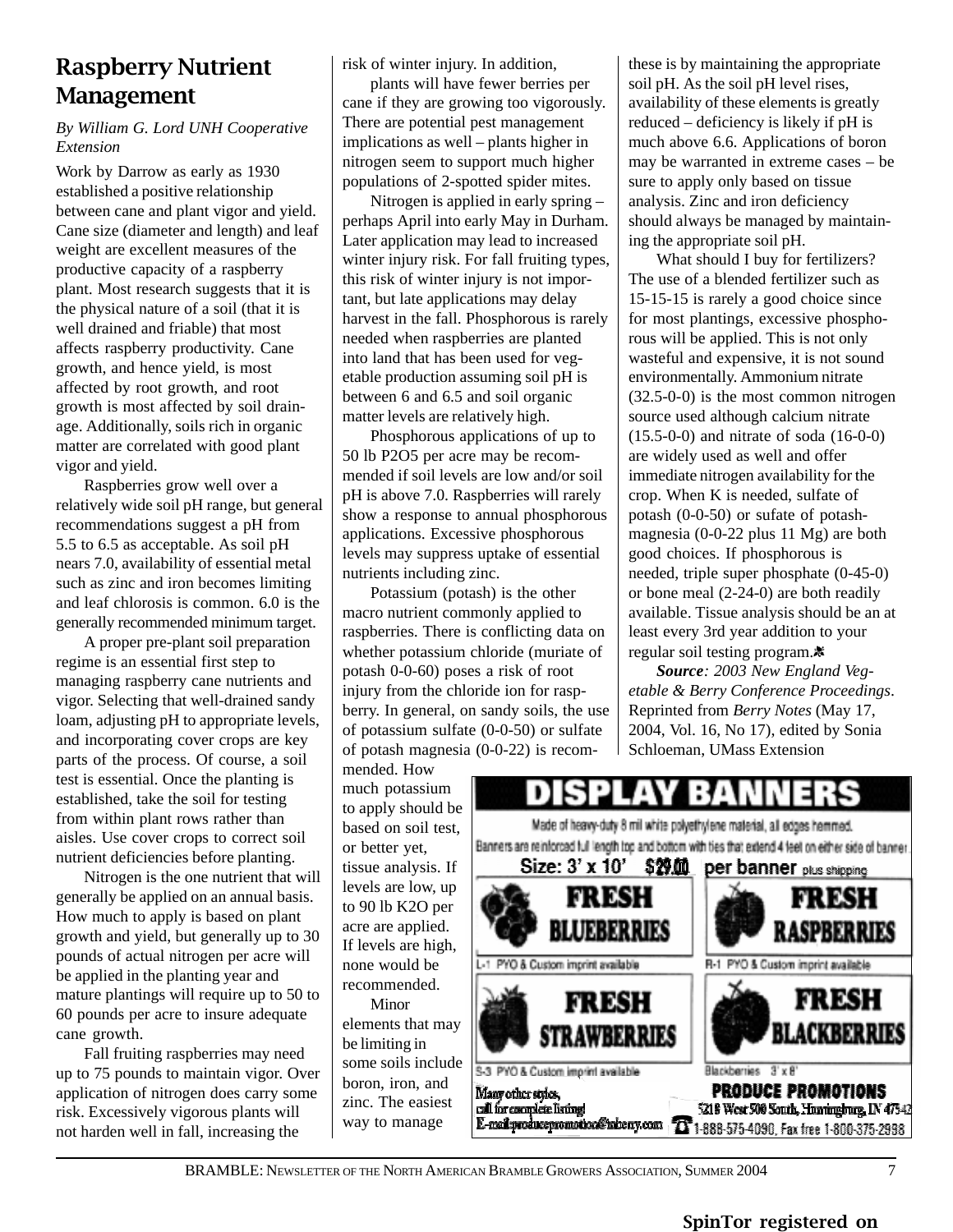# Raspberry Nutrient Management

*By William G. Lord UNH Cooperative Extension*

Work by Darrow as early as 1930 established a positive relationship between cane and plant vigor and yield. Cane size (diameter and length) and leaf weight are excellent measures of the productive capacity of a raspberry plant. Most research suggests that it is the physical nature of a soil (that it is well drained and friable) that most affects raspberry productivity. Cane growth, and hence yield, is most affected by root growth, and root growth is most affected by soil drainage. Additionally, soils rich in organic matter are correlated with good plant vigor and yield.

Raspberries grow well over a relatively wide soil pH range, but general recommendations suggest a pH from 5.5 to 6.5 as acceptable. As soil pH nears 7.0, availability of essential metal such as zinc and iron becomes limiting and leaf chlorosis is common. 6.0 is the generally recommended minimum target.

A proper pre-plant soil preparation regime is an essential first step to managing raspberry cane nutrients and vigor. Selecting that well-drained sandy loam, adjusting pH to appropriate levels, and incorporating cover crops are key parts of the process. Of course, a soil test is essential. Once the planting is established, take the soil for testing from within plant rows rather than aisles. Use cover crops to correct soil nutrient deficiencies before planting.

Nitrogen is the one nutrient that will generally be applied on an annual basis. How much to apply is based on plant growth and yield, but generally up to 30 pounds of actual nitrogen per acre will be applied in the planting year and mature plantings will require up to 50 to 60 pounds per acre to insure adequate cane growth.

Fall fruiting raspberries may need up to 75 pounds to maintain vigor. Over application of nitrogen does carry some risk. Excessively vigorous plants will not harden well in fall, increasing the risk of winter injury. In addition, plants will have fewer berries per cane if they are growing too vigorously. There are potential pest management implications as well – plants higher in nitrogen seem to support much higher populations of 2-spotted spider mites.

Nitrogen is applied in early spring – perhaps April into early May in Durham. Later application may lead to increased winter injury risk. For fall fruiting types, this risk of winter injury is not important, but late applications may delay harvest in the fall. Phosphorous is rarely needed when raspberries are planted into land that has been used for vegetable production assuming soil pH is between 6 and 6.5 and soil organic matter levels are relatively high.

Phosphorous applications of up to 50 lb $P_2O_5$ per acre may be recommended if soil levels are low and/or soil pH is above 7.0. Raspberries will rarely show a response to annual phosphorous applications. Excessive phosphorous levels may suppress uptake of essential nutrients including zinc.

Potassium (potash) is the other macro nutrient commonly applied to raspberries. There is conflicting data on whether potassium chloride (muriate of potash 0-0-60) poses a risk of root injury from the chloride ion for raspberry. In general, on sandy soils, the use of potassium sulfate (0-0-50) or sulfate of potash magnesia (0-0-22) is recommended. How much potassium to apply should be based on soil test, or better yet, tissue analysis. If levels are low, up to 90 lb $K_2O$ per acre are applied. If levels are high, none would be recommended.

Minor elements that may be limiting in some soils include boron, iron, and zinc. The easiest way to manage these is by maintaining the appropriate soil pH. As the soil pH level rises, availability of these elements is greatly reduced – deficiency is likely if pH is much above 6.6. Applications of boron may be warranted in extreme cases – be sure to apply only based on tissue analysis. Zinc and iron deficiency should always be managed by maintaining the appropriate soil pH.

What should I buy for fertilizers? The use of a blended fertilizer such as 15-15-15 is rarely a good choice since for most plantings, excessive phosphorous will be applied. This is not only wasteful and expensive, it is not sound environmentally. Ammonium nitrate (32.5-0-0) is the most common nitrogen source used although calcium nitrate (15.5-0-0) and nitrate of soda (16-0-0) are widely used as well and offer immediate nitrogen availability for the crop. When K is needed, sulfate of potash (0-0-50) or sufate of potash-magnesia (0-0-22 plus 11 Mg) are both good choices. If phosphorous is needed, triple super phosphate (0-45-0) or bone meal (2-24-0) are both readily available. Tissue analysis should be an at least every 3rd year addition to your regular soil testing program.

***Source**: 2003 New England Vegetable & Berry Conference Proceedings*. Reprinted from *Berry Notes* (May 17, 2004, Vol. 16, No 17), edited by Sonia Schloeman, UMass Extension

**DISPLAY BANNERS**

Made of heavy-duty 8 mil white polyethylene material, all edges hemmed. Banners are reinforced full length top and bottom with ties that extend 4 feet on either side of banner.

**Size: 3' x 10' $29.00 per banner** plus shipping

FRESH BLUEBERRIES — L-1 PYO & Custom imprint available

FRESH RASPBERRIES — R-1 PYO & Custom imprint available

FRESH STRAWBERRIES — S-3 PYO & Custom imprint available

FRESH BLACKBERRIES — Blackberries 3' x 8'

Many other styles, call for complete listing! E-mail: producepromotion@inberry.com

**PRODUCE PROMOTIONS**
5218 West 500 South, Huntingburg, IN 47542
1-888-575-4090, Fax free 1-800-375-2988

**SpinTor registered on**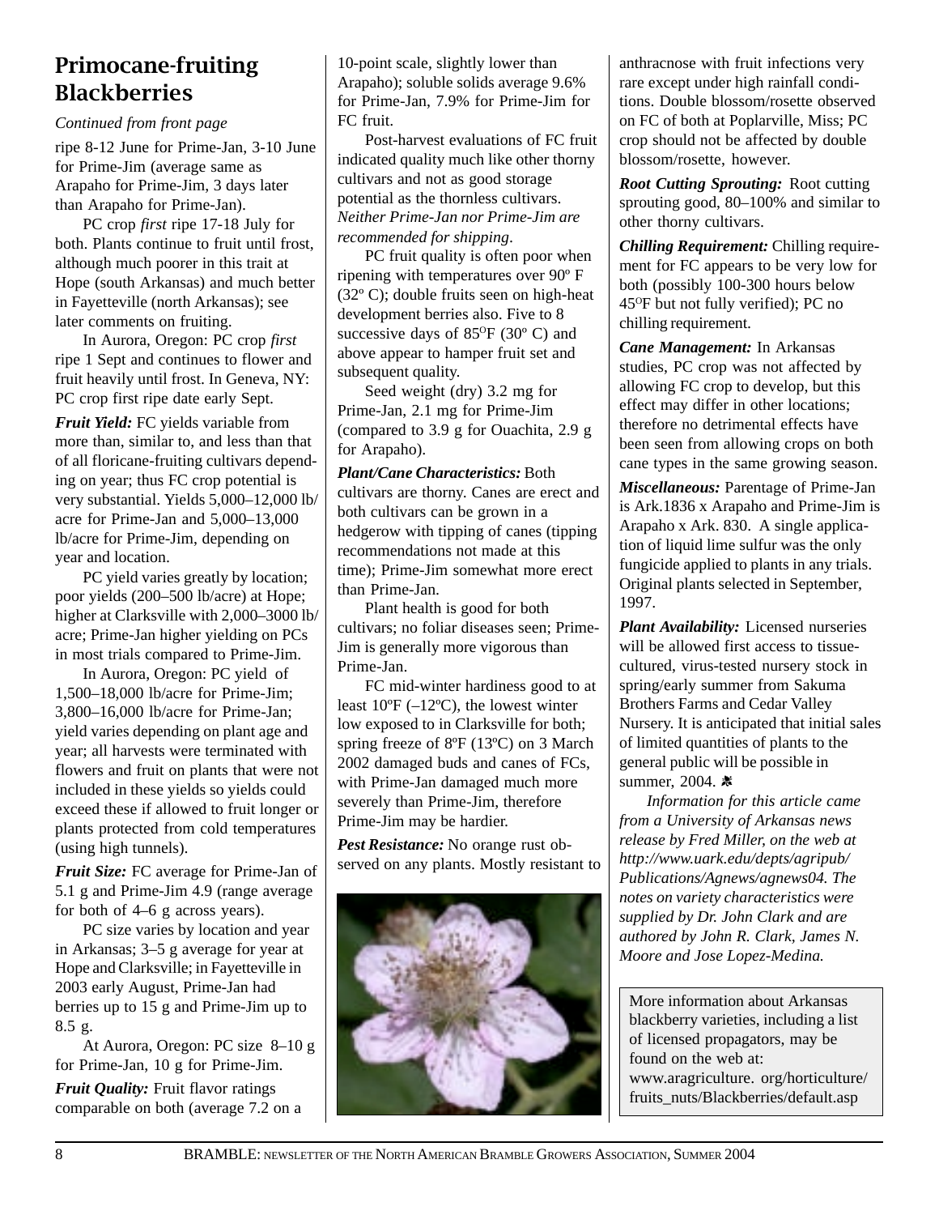## Primocane-fruiting Blackberries

*Continued from front page*

ripe 8-12 June for Prime-Jan, 3-10 June for Prime-Jim (average same as Arapaho for Prime-Jim, 3 days later than Arapaho for Prime-Jan).

PC crop *first* ripe 17-18 July for both. Plants continue to fruit until frost, although much poorer in this trait at Hope (south Arkansas) and much better in Fayetteville (north Arkansas); see later comments on fruiting.

In Aurora, Oregon: PC crop *first* ripe 1 Sept and continues to flower and fruit heavily until frost. In Geneva, NY: PC crop first ripe date early Sept.

***Fruit Yield:*** FC yields variable from more than, similar to, and less than that of all floricane-fruiting cultivars depending on year; thus FC crop potential is very substantial. Yields 5,000–12,000 lb/acre for Prime-Jan and 5,000–13,000 lb/acre for Prime-Jim, depending on year and location.

PC yield varies greatly by location; poor yields (200–500 lb/acre) at Hope; higher at Clarksville with 2,000–3000 lb/acre; Prime-Jan higher yielding on PCs in most trials compared to Prime-Jim.

In Aurora, Oregon: PC yield of 1,500–18,000 lb/acre for Prime-Jim; 3,800–16,000 lb/acre for Prime-Jan; yield varies depending on plant age and year; all harvests were terminated with flowers and fruit on plants that were not included in these yields so yields could exceed these if allowed to fruit longer or plants protected from cold temperatures (using high tunnels).

***Fruit Size:*** FC average for Prime-Jan of 5.1 g and Prime-Jim 4.9 (range average for both of 4–6 g across years).

PC size varies by location and year in Arkansas; 3–5 g average for year at Hope and Clarksville; in Fayetteville in 2003 early August, Prime-Jan had berries up to 15 g and Prime-Jim up to 8.5 g.

At Aurora, Oregon: PC size 8–10 g for Prime-Jan, 10 g for Prime-Jim.

***Fruit Quality:*** Fruit flavor ratings comparable on both (average 7.2 on a 10-point scale, slightly lower than Arapaho); soluble solids average 9.6% for Prime-Jan, 7.9% for Prime-Jim for FC fruit.

Post-harvest evaluations of FC fruit indicated quality much like other thorny cultivars and not as good storage potential as the thornless cultivars. *Neither Prime-Jan nor Prime-Jim are recommended for shipping*.

PC fruit quality is often poor when ripening with temperatures over 90º F (32º C); double fruits seen on high-heat development berries also. Five to 8 successive days of 85ºF (30º C) and above appear to hamper fruit set and subsequent quality.

Seed weight (dry) 3.2 mg for Prime-Jan, 2.1 mg for Prime-Jim (compared to 3.9 g for Ouachita, 2.9 g for Arapaho).

***Plant/Cane Characteristics:*** Both cultivars are thorny. Canes are erect and both cultivars can be grown in a hedgerow with tipping of canes (tipping recommendations not made at this time); Prime-Jim somewhat more erect than Prime-Jan.

Plant health is good for both cultivars; no foliar diseases seen; Prime-Jim is generally more vigorous than Prime-Jan.

FC mid-winter hardiness good to at least 10ºF (–12ºC), the lowest winter low exposed to in Clarksville for both; spring freeze of 8ºF (13ºC) on 3 March 2002 damaged buds and canes of FCs, with Prime-Jan damaged much more severely than Prime-Jim, therefore Prime-Jim may be hardier.

***Pest Resistance:*** No orange rust observed on any plants. Mostly resistant to anthracnose with fruit infections very rare except under high rainfall conditions. Double blossom/rosette observed on FC of both at Poplarville, Miss; PC crop should not be affected by double blossom/rosette, however.

***Root Cutting Sprouting:*** Root cutting sprouting good, 80–100% and similar to other thorny cultivars.

***Chilling Requirement:*** Chilling requirement for FC appears to be very low for both (possibly 100-300 hours below 45ºF but not fully verified); PC no chilling requirement.

***Cane Management:*** In Arkansas studies, PC crop was not affected by allowing FC crop to develop, but this effect may differ in other locations; therefore no detrimental effects have been seen from allowing crops on both cane types in the same growing season.

***Miscellaneous:*** Parentage of Prime-Jan is Ark.1836 x Arapaho and Prime-Jim is Arapaho x Ark. 830. A single application of liquid lime sulfur was the only fungicide applied to plants in any trials. Original plants selected in September, 1997.

***Plant Availability:*** Licensed nurseries will be allowed first access to tissue-cultured, virus-tested nursery stock in spring/early summer from Sakuma Brothers Farms and Cedar Valley Nursery. It is anticipated that initial sales of limited quantities of plants to the general public will be possible in summer, 2004.

*Information for this article came from a University of Arkansas news release by Fred Miller, on the web at http://www.uark.edu/depts/agripub/Publications/Agnews/agnews04. The notes on variety characteristics were supplied by Dr. John Clark and are authored by John R. Clark, James N. Moore and Jose Lopez-Medina.*

More information about Arkansas blackberry varieties, including a list of licensed propagators, may be found on the web at: www.aragriculture. org/horticulture/fruits_nuts/Blackberries/default.asp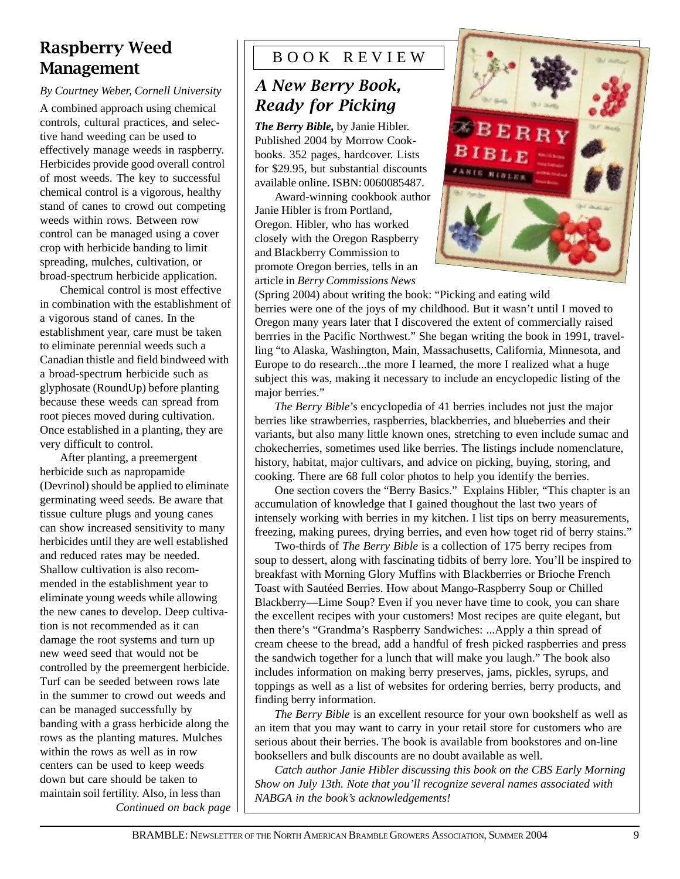## Raspberry Weed Management

*By Courtney Weber, Cornell University*

A combined approach using chemical controls, cultural practices, and selective hand weeding can be used to effectively manage weeds in raspberry. Herbicides provide good overall control of most weeds. The key to successful chemical control is a vigorous, healthy stand of canes to crowd out competing weeds within rows. Between row control can be managed using a cover crop with herbicide banding to limit spreading, mulches, cultivation, or broad-spectrum herbicide application.

Chemical control is most effective in combination with the establishment of a vigorous stand of canes. In the establishment year, care must be taken to eliminate perennial weeds such a Canadian thistle and field bindweed with a broad-spectrum herbicide such as glyphosate (RoundUp) before planting because these weeds can spread from root pieces moved during cultivation. Once established in a planting, they are very difficult to control.

After planting, a preemergent herbicide such as napropamide (Devrinol) should be applied to eliminate germinating weed seeds. Be aware that tissue culture plugs and young canes can show increased sensitivity to many herbicides until they are well established and reduced rates may be needed. Shallow cultivation is also recommended in the establishment year to eliminate young weeds while allowing the new canes to develop. Deep cultivation is not recommended as it can damage the root systems and turn up new weed seed that would not be controlled by the preemergent herbicide. Turf can be seeded between rows late in the summer to crowd out weeds and can be managed successfully by banding with a grass herbicide along the rows as the planting matures. Mulches within the rows as well as in row centers can be used to keep weeds down but care should be taken to maintain soil fertility. Also, in less than

*Continued on back page*

BOOK REVIEW

## *A New Berry Book, Ready for Picking*

***The Berry Bible,*** by Janie Hibler. Published 2004 by Morrow Cookbooks. 352 pages, hardcover. Lists for $29.95, but substantial discounts available online. ISBN: 0060085487.

Award-winning cookbook author Janie Hibler is from Portland, Oregon. Hibler, who has worked closely with the Oregon Raspberry and Blackberry Commission to promote Oregon berries, tells in an article in *Berry Commissions News* (Spring 2004) about writing the book: "Picking and eating wild berries were one of the joys of my childhood. But it wasn't until I moved to Oregon many years later that I discovered the extent of commercially raised berrries in the Pacific Northwest." She began writing the book in 1991, travelling "to Alaska, Washington, Main, Massachusetts, California, Minnesota, and Europe to do research...the more I learned, the more I realized what a huge subject this was, making it necessary to include an encyclopedic listing of the major berries."

*The Berry Bible*'s encyclopedia of 41 berries includes not just the major berries like strawberries, raspberries, blackberries, and blueberries and their variants, but also many little known ones, stretching to even include sumac and chokecherries, sometimes used like berries. The listings include nomenclature, history, habitat, major cultivars, and advice on picking, buying, storing, and cooking. There are 68 full color photos to help you identify the berries.

One section covers the "Berry Basics." Explains Hibler, "This chapter is an accumulation of knowledge that I gained thoughout the last two years of intensely working with berries in my kitchen. I list tips on berry measurements, freezing, making purees, drying berries, and even how toget rid of berry stains."

Two-thirds of *The Berry Bible* is a collection of 175 berry recipes from soup to dessert, along with fascinating tidbits of berry lore. You'll be inspired to breakfast with Morning Glory Muffins with Blackberries or Brioche French Toast with Sautéed Berries. How about Mango-Raspberry Soup or Chilled Blackberry—Lime Soup? Even if you never have time to cook, you can share the excellent recipes with your customers! Most recipes are quite elegant, but then there's "Grandma's Raspberry Sandwiches: ...Apply a thin spread of cream cheese to the bread, add a handful of fresh picked raspberries and press the sandwich together for a lunch that will make you laugh." The book also includes information on making berry preserves, jams, pickles, syrups, and toppings as well as a list of websites for ordering berries, berry products, and finding berry information.

*The Berry Bible* is an excellent resource for your own bookshelf as well as an item that you may want to carry in your retail store for customers who are serious about their berries. The book is available from bookstores and on-line booksellers and bulk discounts are no doubt available as well.

*Catch author Janie Hibler discussing this book on the CBS Early Morning Show on July 13th. Note that you'll recognize several names associated with NABGA in the book's acknowledgements!*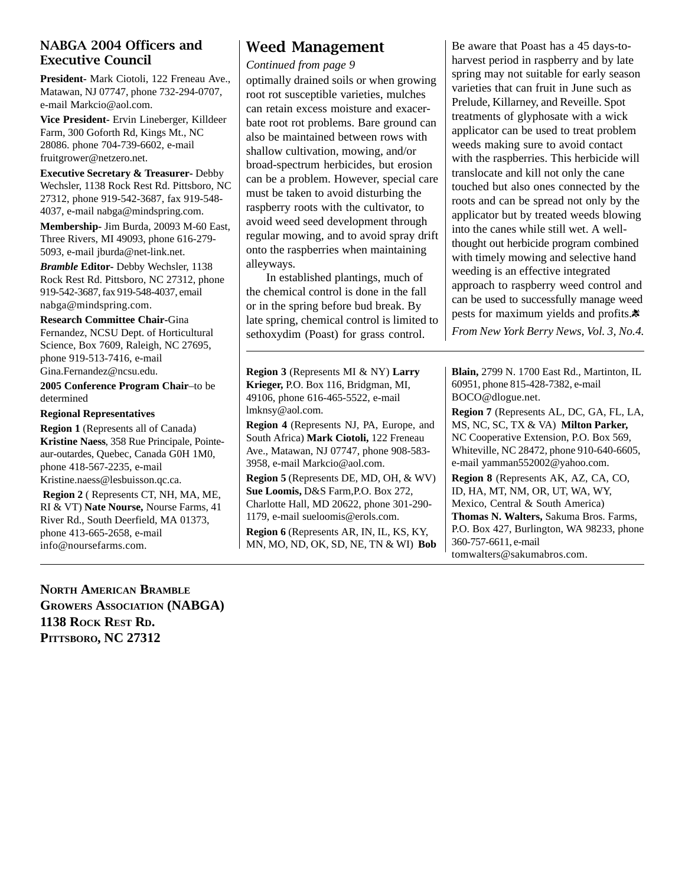## NABGA 2004 Officers and Executive Council

**President-** Mark Ciotoli, 122 Freneau Ave., Matawan, NJ 07747, phone 732-294-0707, e-mail Markcio@aol.com.

**Vice President-** Ervin Lineberger, Killdeer Farm, 300 Goforth Rd, Kings Mt., NC 28086. phone 704-739-6602, e-mail fruitgrower@netzero.net.

**Executive Secretary & Treasurer-** Debby Wechsler, 1138 Rock Rest Rd. Pittsboro, NC 27312, phone 919-542-3687, fax 919-548-4037, e-mail nabga@mindspring.com.

**Membership-** Jim Burda, 20093 M-60 East, Three Rivers, MI 49093, phone 616-279-5093, e-mail jburda@net-link.net.

***Bramble* Editor-** Debby Wechsler, 1138 Rock Rest Rd. Pittsboro, NC 27312, phone 919-542-3687, fax 919-548-4037, email nabga@mindspring.com.

**Research Committee Chair-**Gina Fernandez, NCSU Dept. of Horticultural Science, Box 7609, Raleigh, NC 27695, phone 919-513-7416, e-mail Gina.Fernandez@ncsu.edu.

**2005 Conference Program Chair**–to be determined

**Regional Representatives**

**Region 1** (Represents all of Canada) **Kristine Naess**, 358 Rue Principale, Pointe-aur-outardes, Quebec, Canada G0H 1M0, phone 418-567-2235, e-mail Kristine.naess@lesbuisson.qc.ca.

**Region 2** ( Represents CT, NH, MA, ME, RI & VT) **Nate Nourse,** Nourse Farms, 41 River Rd., South Deerfield, MA 01373, phone 413-665-2658, e-mail info@noursefarms.com.

**Region 3** (Represents MI & NY) **Larry Krieger,** P.O. Box 116, Bridgman, MI, 49106, phone 616-465-5522, e-mail lmknsy@aol.com.

**Region 4** (Represents NJ, PA, Europe, and South Africa) **Mark Ciotoli,** 122 Freneau Ave., Matawan, NJ 07747, phone 908-583-3958, e-mail Markcio@aol.com.

**Region 5** (Represents DE, MD, OH, & WV) **Sue Loomis,** D&S Farm,P.O. Box 272, Charlotte Hall, MD 20622, phone 301-290-1179, e-mail sueloomis@erols.com.

**Region 6** (Represents AR, IN, IL, KS, KY, MN, MO, ND, OK, SD, NE, TN & WI) **Bob Blain,** 2799 N. 1700 East Rd., Martinton, IL 60951, phone 815-428-7382, e-mail BOCO@dlogue.net.

**Region 7** (Represents AL, DC, GA, FL, LA, MS, NC, SC, TX & VA) **Milton Parker,** NC Cooperative Extension, P.O. Box 569, Whiteville, NC 28472, phone 910-640-6605, e-mail yamman552002@yahoo.com.

**Region 8** (Represents AK, AZ, CA, CO, ID, HA, MT, NM, OR, UT, WA, WY, Mexico, Central & South America) **Thomas N. Walters,** Sakuma Bros. Farms, P.O. Box 427, Burlington, WA 98233, phone 360-757-6611, e-mail tomwalters@sakumabros.com.

## Weed Management

*Continued from page 9*

optimally drained soils or when growing root rot susceptible varieties, mulches can retain excess moisture and exacerbate root rot problems. Bare ground can also be maintained between rows with shallow cultivation, mowing, and/or broad-spectrum herbicides, but erosion can be a problem. However, special care must be taken to avoid disturbing the raspberry roots with the cultivator, to avoid weed seed development through regular mowing, and to avoid spray drift onto the raspberries when maintaining alleyways.

In established plantings, much of the chemical control is done in the fall or in the spring before bud break. By late spring, chemical control is limited to sethoxydim (Poast) for grass control. Be aware that Poast has a 45 days-to-harvest period in raspberry and by late spring may not suitable for early season varieties that can fruit in June such as Prelude, Killarney, and Reveille. Spot treatments of glyphosate with a wick applicator can be used to treat problem weeds making sure to avoid contact with the raspberries. This herbicide will translocate and kill not only the cane touched but also ones connected by the roots and can be spread not only by the applicator but by treated weeds blowing into the canes while still wet. A well-thought out herbicide program combined with timely mowing and selective hand weeding is an effective integrated approach to raspberry weed control and can be used to successfully manage weed pests for maximum yields and profits.

*From New York Berry News, Vol. 3, No.4.*

**NORTH AMERICAN BRAMBLE GROWERS ASSOCIATION (NABGA)**
**1138 ROCK REST RD.**
**PITTSBORO, NC 27312**